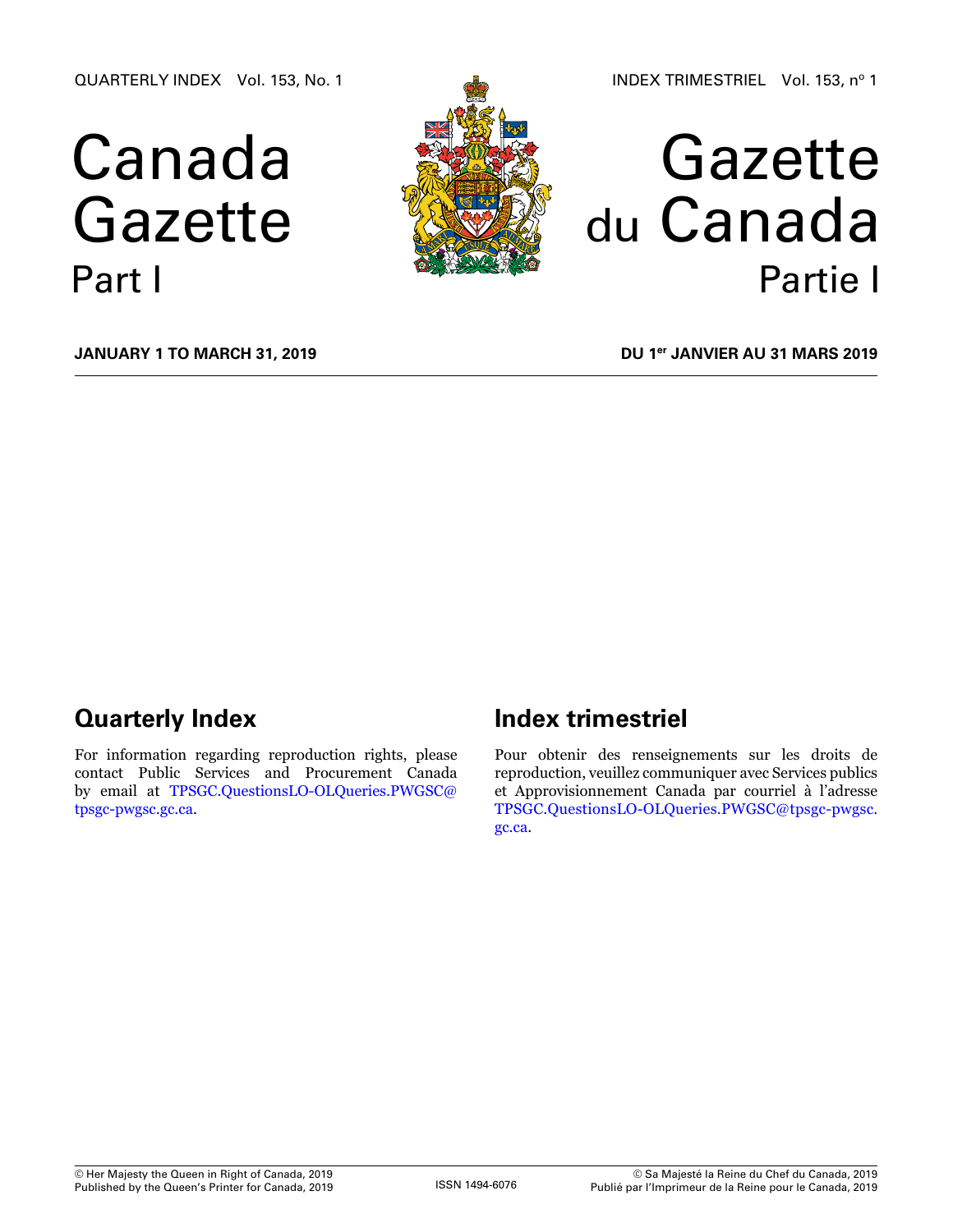QUARTERLY INDEX Vol. 153, No. 1

INDEX TRIMESTRIEL Vol. 153, nº 1

# Canada Gazette Part I

# Gazette du Canada Partie I

**JANUARY 1 TO MARCH 31, 2019**

**DU 1er JANVIER AU 31 MARS 2019**

## Quarterly Index

For information regarding reproduction rights, please contact Public Services and Procurement Canada by email at TPSGC.QuestionsLO-OLQueries.PWGSC@tpsgc-pwgsc.gc.ca.

## Index trimestriel

Pour obtenir des renseignements sur les droits de reproduction, veuillez communiquer avec Services publics et Approvisionnement Canada par courriel à l'adresse TPSGC.QuestionsLO-OLQueries.PWGSC@tpsgc-pwgsc.gc.ca.

© Her Majesty the Queen in Right of Canada, 2019
Published by the Queen's Printer for Canada, 2019

ISSN 1494-6076

© Sa Majesté la Reine du Chef du Canada, 2019
Publié par l'Imprimeur de la Reine pour le Canada, 2019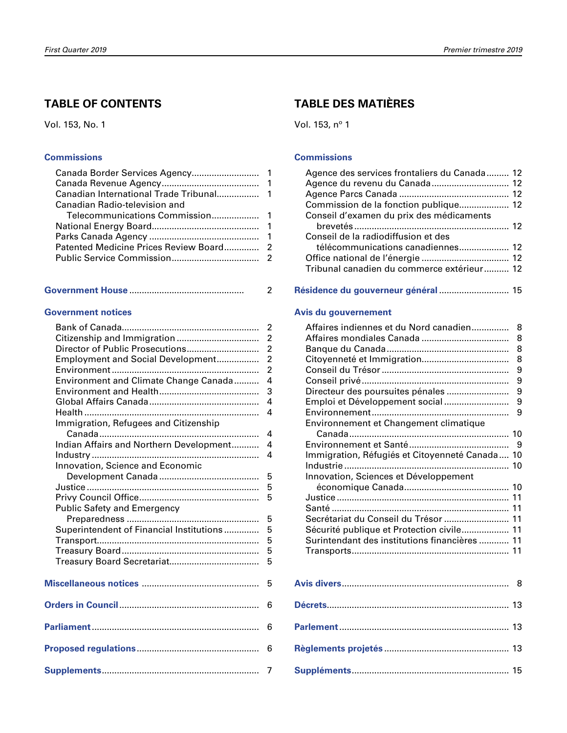## TABLE OF CONTENTS

Vol. 153, No. 1

### Commissions

| | |
|---|---|
| Canada Border Services Agency | 1 |
| Canada Revenue Agency | 1 |
| Canadian International Trade Tribunal | 1 |
| Canadian Radio-television and Telecommunications Commission | 1 |
| National Energy Board | 1 |
| Parks Canada Agency | 1 |
| Patented Medicine Prices Review Board | 2 |
| Public Service Commission | 2 |

### Government House .......... 2

### Government notices

| | |
|---|---|
| Bank of Canada | 2 |
| Citizenship and Immigration | 2 |
| Director of Public Prosecutions | 2 |
| Employment and Social Development | 2 |
| Environment | 2 |
| Environment and Climate Change Canada | 4 |
| Environment and Health | 3 |
| Global Affairs Canada | 4 |
| Health | 4 |
| Immigration, Refugees and Citizenship Canada | 4 |
| Indian Affairs and Northern Development | 4 |
| Industry | 4 |
| Innovation, Science and Economic Development Canada | 5 |
| Justice | 5 |
| Privy Council Office | 5 |
| Public Safety and Emergency Preparedness | 5 |
| Superintendent of Financial Institutions | 5 |
| Transport | 5 |
| Treasury Board | 5 |
| Treasury Board Secretariat | 5 |

### Miscellaneous notices .......... 5

### Orders in Council .......... 6

### Parliament .......... 6

### Proposed regulations .......... 6

### Supplements .......... 7

## TABLE DES MATIÈRES

Vol. 153, n° 1

### Commissions

| | |
|---|---|
| Agence des services frontaliers du Canada | 12 |
| Agence du revenu du Canada | 12 |
| Agence Parcs Canada | 12 |
| Commission de la fonction publique | 12 |
| Conseil d'examen du prix des médicaments brevetés | 12 |
| Conseil de la radiodiffusion et des télécommunications canadiennes | 12 |
| Office national de l'énergie | 12 |
| Tribunal canadien du commerce extérieur | 12 |

### Résidence du gouverneur général .......... 15

### Avis du gouvernement

| | |
|---|---|
| Affaires indiennes et du Nord canadien | 8 |
| Affaires mondiales Canada | 8 |
| Banque du Canada | 8 |
| Citoyenneté et Immigration | 8 |
| Conseil du Trésor | 9 |
| Conseil privé | 9 |
| Directeur des poursuites pénales | 9 |
| Emploi et Développement social | 9 |
| Environnement | 9 |
| Environnement et Changement climatique Canada | 10 |
| Environnement et Santé | 9 |
| Immigration, Réfugiés et Citoyenneté Canada | 10 |
| Industrie | 10 |
| Innovation, Sciences et Développement économique Canada | 10 |
| Justice | 11 |
| Santé | 11 |
| Secrétariat du Conseil du Trésor | 11 |
| Sécurité publique et Protection civile | 11 |
| Surintendant des institutions financières | 11 |
| Transports | 11 |

### Avis divers .......... 8

### Décrets .......... 13

### Parlement .......... 13

### Règlements projetés .......... 13

### Suppléments .......... 15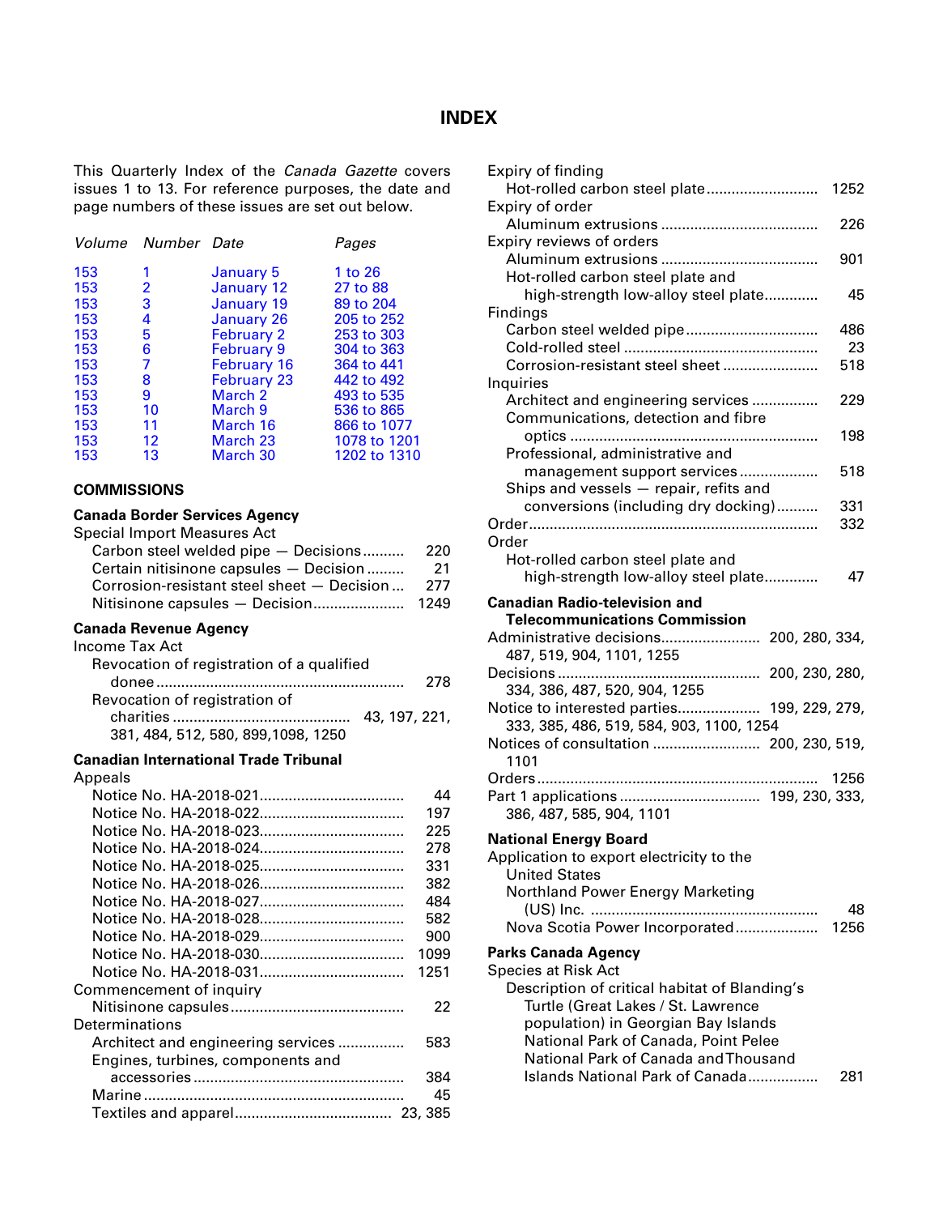# INDEX

This Quarterly Index of the *Canada Gazette* covers issues 1 to 13. For reference purposes, the date and page numbers of these issues are set out below.

| *Volume* | *Number* | *Date* | *Pages* |
|---|---|---|---|
| 153 | 1 | January 5 | 1 to 26 |
| 153 | 2 | January 12 | 27 to 88 |
| 153 | 3 | January 19 | 89 to 204 |
| 153 | 4 | January 26 | 205 to 252 |
| 153 | 5 | February 2 | 253 to 303 |
| 153 | 6 | February 9 | 304 to 363 |
| 153 | 7 | February 16 | 364 to 441 |
| 153 | 8 | February 23 | 442 to 492 |
| 153 | 9 | March 2 | 493 to 535 |
| 153 | 10 | March 9 | 536 to 865 |
| 153 | 11 | March 16 | 866 to 1077 |
| 153 | 12 | March 23 | 1078 to 1201 |
| 153 | 13 | March 30 | 1202 to 1310 |

## COMMISSIONS

### Canada Border Services Agency

Special Import Measures Act
- Carbon steel welded pipe — Decisions .......... 220
- Certain nitisinone capsules — Decision .......... 21
- Corrosion-resistant steel sheet — Decision .... 277
- Nitisinone capsules — Decision .......... 1249

### Canada Revenue Agency

Income Tax Act
- Revocation of registration of a qualified donee .......... 278
- Revocation of registration of charities .......... 43, 197, 221, 381, 484, 512, 580, 899,1098, 1250

### Canadian International Trade Tribunal

Appeals
- Notice No. HA-2018-021 .......... 44
- Notice No. HA-2018-022 .......... 197
- Notice No. HA-2018-023 .......... 225
- Notice No. HA-2018-024 .......... 278
- Notice No. HA-2018-025 .......... 331
- Notice No. HA-2018-026 .......... 382
- Notice No. HA-2018-027 .......... 484
- Notice No. HA-2018-028 .......... 582
- Notice No. HA-2018-029 .......... 900
- Notice No. HA-2018-030 .......... 1099
- Notice No. HA-2018-031 .......... 1251

Commencement of inquiry
- Nitisinone capsules .......... 22

Determinations
- Architect and engineering services .......... 583
- Engines, turbines, components and accessories .......... 384
- Marine .......... 45
- Textiles and apparel .......... 23, 385

Expiry of finding
- Hot-rolled carbon steel plate .......... 1252

Expiry of order
- Aluminum extrusions .......... 226

Expiry reviews of orders
- Aluminum extrusions .......... 901
- Hot-rolled carbon steel plate and high-strength low-alloy steel plate .......... 45

Findings
- Carbon steel welded pipe .......... 486
- Cold-rolled steel .......... 23
- Corrosion-resistant steel sheet .......... 518

Inquiries
- Architect and engineering services .......... 229
- Communications, detection and fibre optics .......... 198
- Professional, administrative and management support services .......... 518
- Ships and vessels — repair, refits and conversions (including dry docking) .......... 331

Order .......... 332

Order
- Hot-rolled carbon steel plate and high-strength low-alloy steel plate .......... 47

### Canadian Radio-television and Telecommunications Commission

- Administrative decisions .......... 200, 280, 334, 487, 519, 904, 1101, 1255
- Decisions .......... 200, 230, 280, 334, 386, 487, 520, 904, 1255
- Notice to interested parties .......... 199, 229, 279, 333, 385, 486, 519, 584, 903, 1100, 1254
- Notices of consultation .......... 200, 230, 519, 1101
- Orders .......... 1256
- Part 1 applications .......... 199, 230, 333, 386, 487, 585, 904, 1101

### National Energy Board

Application to export electricity to the United States
- Northland Power Energy Marketing (US) Inc. .......... 48
- Nova Scotia Power Incorporated .......... 1256

### Parks Canada Agency

Species at Risk Act
- Description of critical habitat of Blanding's Turtle (Great Lakes / St. Lawrence population) in Georgian Bay Islands National Park of Canada, Point Pelee National Park of Canada and Thousand Islands National Park of Canada .......... 281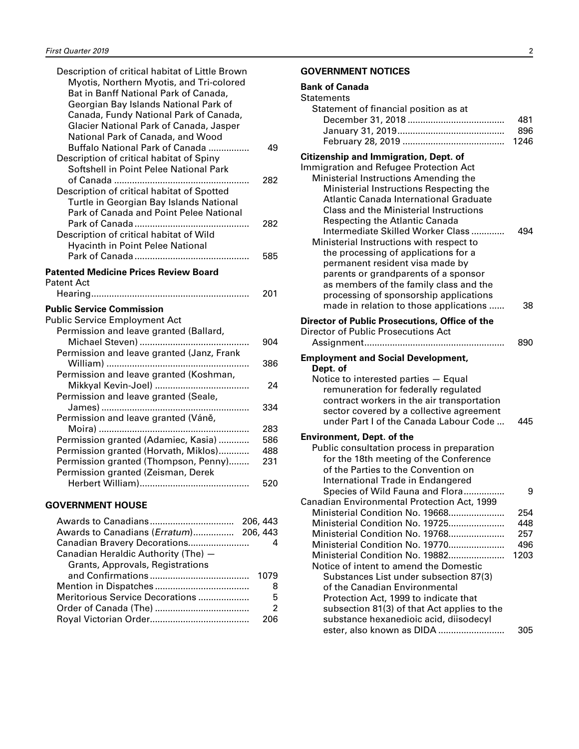Description of critical habitat of Little Brown Myotis, Northern Myotis, and Tri-colored Bat in Banff National Park of Canada, Georgian Bay Islands National Park of Canada, Fundy National Park of Canada, Glacier National Park of Canada, Jasper National Park of Canada, and Wood Buffalo National Park of Canada ................ 49
Description of critical habitat of Spiny Softshell in Point Pelee National Park of Canada ..................................................... 282
Description of critical habitat of Spotted Turtle in Georgian Bay Islands National Park of Canada and Point Pelee National Park of Canada ............................................ 282
Description of critical habitat of Wild Hyacinth in Point Pelee National Park of Canada ............................................. 585

**Patented Medicine Prices Review Board**
Patent Act
Hearing.............................................................. 201

**Public Service Commission**
Public Service Employment Act
Permission and leave granted (Ballard, Michael Steven) ........................................... 904
Permission and leave granted (Janz, Frank William) ....................................................... 386
Permission and leave granted (Koshman, Mikkyal Kevin-Joel) ..................................... 24
Permission and leave granted (Seale, James) .......................................................... 334
Permission and leave granted (Váně, Moira) ........................................................... 283
Permission granted (Adamiec, Kasia) ............ 586
Permission granted (Horvath, Miklos)............ 488
Permission granted (Thompson, Penny)........ 231
Permission granted (Zeisman, Derek Herbert William).......................................... 520

## GOVERNMENT HOUSE

Awards to Canadians................................. 206, 443
Awards to Canadians (*Erratum*)................ 206, 443
Canadian Bravery Decorations........................ 4
Canadian Heraldic Authority (The) — Grants, Approvals, Registrations and Confirmations ....................................... 1079
Mention in Dispatches ..................................... 8
Meritorious Service Decorations .................... 5
Order of Canada (The) ..................................... 2
Royal Victorian Order....................................... 206

## GOVERNMENT NOTICES

**Bank of Canada**
Statements
Statement of financial position as at
December 31, 2018 ...................................... 481
January 31, 2019.......................................... 896
February 28, 2019 ........................................ 1246

**Citizenship and Immigration, Dept. of**
Immigration and Refugee Protection Act
Ministerial Instructions Amending the Ministerial Instructions Respecting the Atlantic Canada International Graduate Class and the Ministerial Instructions Respecting the Atlantic Canada Intermediate Skilled Worker Class ............. 494
Ministerial Instructions with respect to the processing of applications for a permanent resident visa made by parents or grandparents of a sponsor as members of the family class and the processing of sponsorship applications made in relation to those applications ...... 38

**Director of Public Prosecutions, Office of the**
Director of Public Prosecutions Act
Assignment....................................................... 890

**Employment and Social Development, Dept. of**
Notice to interested parties — Equal remuneration for federally regulated contract workers in the air transportation sector covered by a collective agreement under Part I of the Canada Labour Code ... 445

**Environment, Dept. of the**
Public consultation process in preparation for the 18th meeting of the Conference of the Parties to the Convention on International Trade in Endangered Species of Wild Fauna and Flora................ 9
Canadian Environmental Protection Act, 1999
Ministerial Condition No. 19668...................... 254
Ministerial Condition No. 19725...................... 448
Ministerial Condition No. 19768...................... 257
Ministerial Condition No. 19770...................... 496
Ministerial Condition No. 19882...................... 1203
Notice of intent to amend the Domestic Substances List under subsection 87(3) of the Canadian Environmental Protection Act, 1999 to indicate that subsection 81(3) of that Act applies to the substance hexanedioic acid, diisodecyl ester, also known as DIDA .......................... 305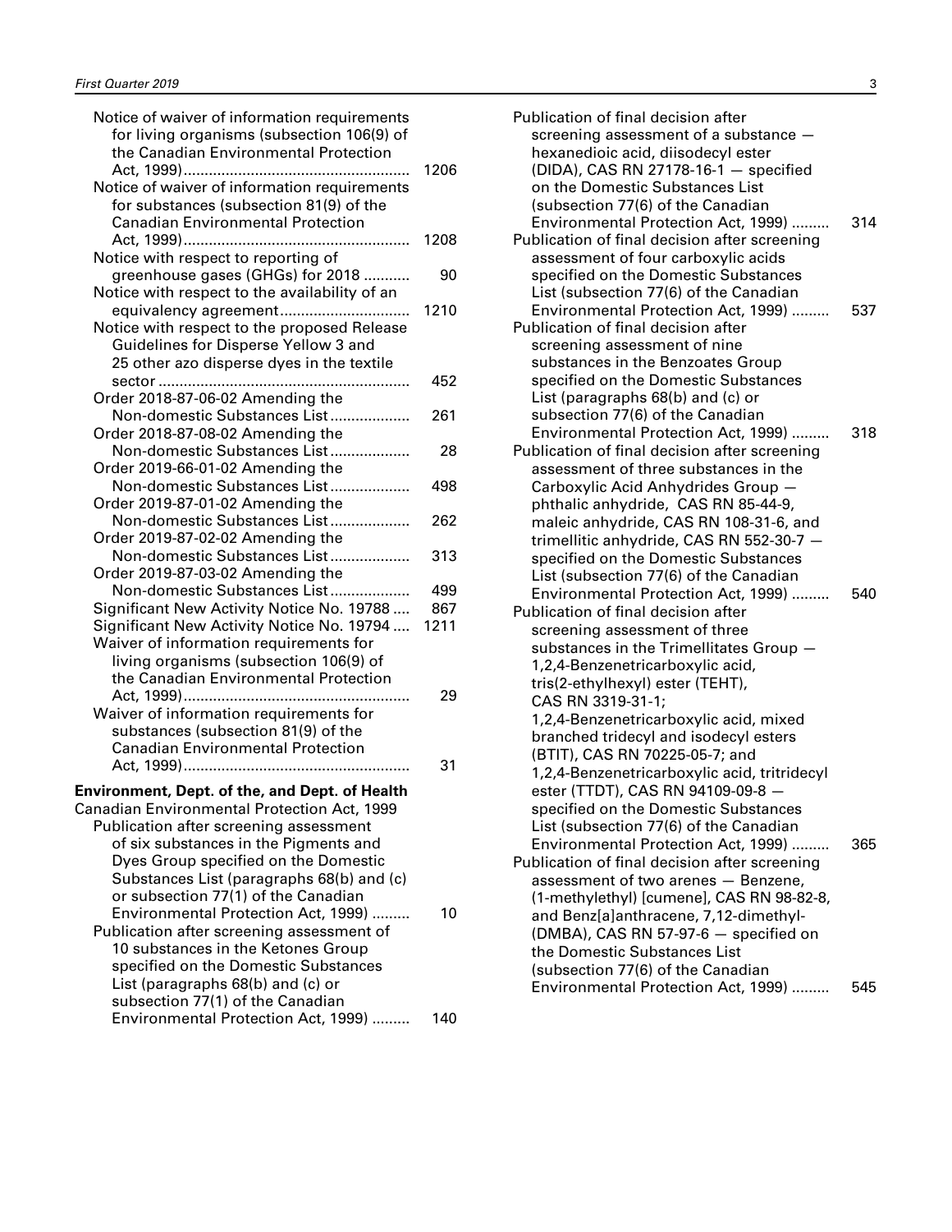Notice of waiver of information requirements for living organisms (subsection 106(9) of the Canadian Environmental Protection Act, 1999) ...... 1206

Notice of waiver of information requirements for substances (subsection 81(9) of the Canadian Environmental Protection Act, 1999) ...... 1208

Notice with respect to reporting of greenhouse gases (GHGs) for 2018 ...... 90

Notice with respect to the availability of an equivalency agreement ...... 1210

Notice with respect to the proposed Release Guidelines for Disperse Yellow 3 and 25 other azo disperse dyes in the textile sector ...... 452

Order 2018-87-06-02 Amending the Non-domestic Substances List ...... 261

Order 2018-87-08-02 Amending the Non-domestic Substances List ...... 28

Order 2019-66-01-02 Amending the Non-domestic Substances List ...... 498

Order 2019-87-01-02 Amending the Non-domestic Substances List ...... 262

Order 2019-87-02-02 Amending the Non-domestic Substances List ...... 313

Order 2019-87-03-02 Amending the Non-domestic Substances List ...... 499

Significant New Activity Notice No. 19788 ...... 867

Significant New Activity Notice No. 19794 ...... 1211

Waiver of information requirements for living organisms (subsection 106(9) of the Canadian Environmental Protection Act, 1999) ...... 29

Waiver of information requirements for substances (subsection 81(9) of the Canadian Environmental Protection Act, 1999) ...... 31

**Environment, Dept. of the, and Dept. of Health**

Canadian Environmental Protection Act, 1999

Publication after screening assessment of six substances in the Pigments and Dyes Group specified on the Domestic Substances List (paragraphs 68(b) and (c) or subsection 77(1) of the Canadian Environmental Protection Act, 1999) ...... 10

Publication after screening assessment of 10 substances in the Ketones Group specified on the Domestic Substances List (paragraphs 68(b) and (c) or subsection 77(1) of the Canadian Environmental Protection Act, 1999) ...... 140

Publication of final decision after screening assessment of a substance — hexanedioic acid, diisodecyl ester (DIDA), CAS RN 27178-16-1 — specified on the Domestic Substances List (subsection 77(6) of the Canadian Environmental Protection Act, 1999) ...... 314

Publication of final decision after screening assessment of four carboxylic acids specified on the Domestic Substances List (subsection 77(6) of the Canadian Environmental Protection Act, 1999) ...... 537

Publication of final decision after screening assessment of nine substances in the Benzoates Group specified on the Domestic Substances List (paragraphs 68(b) and (c) or subsection 77(6) of the Canadian Environmental Protection Act, 1999) ...... 318

Publication of final decision after screening assessment of three substances in the Carboxylic Acid Anhydrides Group — phthalic anhydride, CAS RN 85-44-9, maleic anhydride, CAS RN 108-31-6, and trimellitic anhydride, CAS RN 552-30-7 — specified on the Domestic Substances List (subsection 77(6) of the Canadian Environmental Protection Act, 1999) ...... 540

Publication of final decision after screening assessment of three substances in the Trimellitates Group — 1,2,4-Benzenetricarboxylic acid, tris(2-ethylhexyl) ester (TEHT), CAS RN 3319-31-1; 1,2,4-Benzenetricarboxylic acid, mixed branched tridecyl and isodecyl esters (BTIT), CAS RN 70225-05-7; and 1,2,4-Benzenetricarboxylic acid, tritridecyl ester (TTDT), CAS RN 94109-09-8 — specified on the Domestic Substances List (subsection 77(6) of the Canadian Environmental Protection Act, 1999) ...... 365

Publication of final decision after screening assessment of two arenes — Benzene, (1-methylethyl) [cumene], CAS RN 98-82-8, and Benz[a]anthracene, 7,12-dimethyl- (DMBA), CAS RN 57-97-6 — specified on the Domestic Substances List (subsection 77(6) of the Canadian Environmental Protection Act, 1999) ...... 545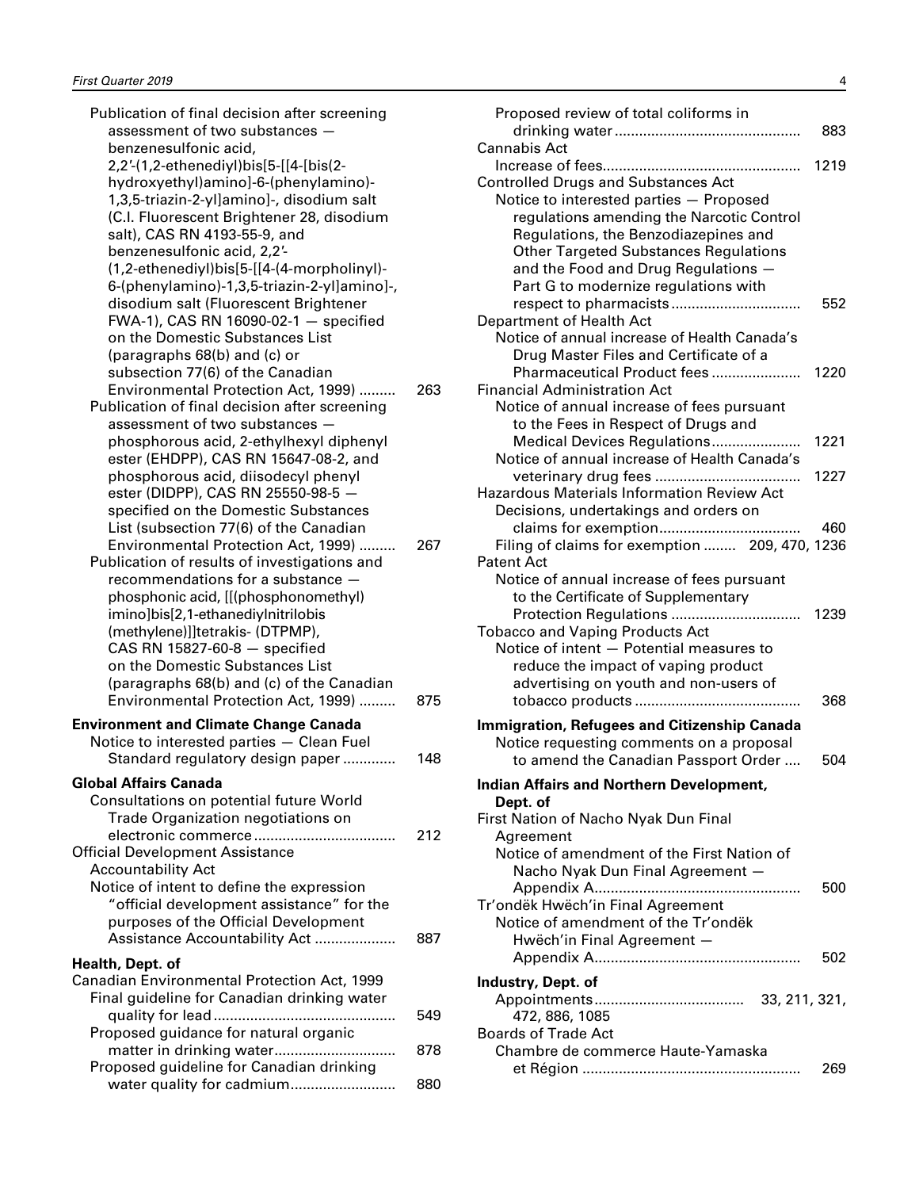Publication of final decision after screening assessment of two substances — benzenesulfonic acid, 2,2′-(1,2-ethenediyl)bis[5-[[4-[bis(2-hydroxyethyl)amino]-6-(phenylamino)-1,3,5-triazin-2-yl]amino]-, disodium salt (C.I. Fluorescent Brightener 28, disodium salt), CAS RN 4193-55-9, and benzenesulfonic acid, 2,2′-(1,2-ethenediyl)bis[5-[[4-(4-morpholinyl)-6-(phenylamino)-1,3,5-triazin-2-yl]amino]-, disodium salt (Fluorescent Brightener FWA-1), CAS RN 16090-02-1 — specified on the Domestic Substances List (paragraphs 68(b) and (c) or subsection 77(6) of the Canadian Environmental Protection Act, 1999) ......... 263

Publication of final decision after screening assessment of two substances — phosphorous acid, 2-ethylhexyl diphenyl ester (EHDPP), CAS RN 15647-08-2, and phosphorous acid, diisodecyl phenyl ester (DIDPP), CAS RN 25550-98-5 — specified on the Domestic Substances List (subsection 77(6) of the Canadian Environmental Protection Act, 1999) ......... 267

Publication of results of investigations and recommendations for a substance — phosphonic acid, [[(phosphonomethyl) imino]bis[2,1-ethanediylnitrilobis (methylene)]]tetrakis- (DTPMP), CAS RN 15827-60-8 — specified on the Domestic Substances List (paragraphs 68(b) and (c) of the Canadian Environmental Protection Act, 1999) ......... 875

**Environment and Climate Change Canada**

Notice to interested parties — Clean Fuel Standard regulatory design paper ............. 148

**Global Affairs Canada**

Consultations on potential future World Trade Organization negotiations on electronic commerce .................................. 212

Official Development Assistance Accountability Act

Notice of intent to define the expression "official development assistance" for the purposes of the Official Development Assistance Accountability Act .................... 887

**Health, Dept. of**

Canadian Environmental Protection Act, 1999

Final guideline for Canadian drinking water quality for lead ............................................ 549

Proposed guidance for natural organic matter in drinking water.............................. 878

Proposed guideline for Canadian drinking water quality for cadmium.......................... 880

Proposed review of total coliforms in drinking water ............................................. 883

Cannabis Act

Increase of fees................................................ 1219

Controlled Drugs and Substances Act

Notice to interested parties — Proposed regulations amending the Narcotic Control Regulations, the Benzodiazepines and Other Targeted Substances Regulations and the Food and Drug Regulations — Part G to modernize regulations with respect to pharmacists ................................ 552

Department of Health Act

Notice of annual increase of Health Canada's Drug Master Files and Certificate of a Pharmaceutical Product fees ...................... 1220

Financial Administration Act

Notice of annual increase of fees pursuant to the Fees in Respect of Drugs and Medical Devices Regulations...................... 1221

Notice of annual increase of Health Canada's veterinary drug fees ................................... 1227

Hazardous Materials Information Review Act

Decisions, undertakings and orders on claims for exemption.................................. 460

Filing of claims for exemption ........ 209, 470, 1236

Patent Act

Notice of annual increase of fees pursuant to the Certificate of Supplementary Protection Regulations ................................ 1239

Tobacco and Vaping Products Act

Notice of intent — Potential measures to reduce the impact of vaping product advertising on youth and non-users of tobacco products ........................................ 368

**Immigration, Refugees and Citizenship Canada**

Notice requesting comments on a proposal to amend the Canadian Passport Order .... 504

**Indian Affairs and Northern Development, Dept. of**

First Nation of Nacho Nyak Dun Final Agreement

Notice of amendment of the First Nation of Nacho Nyak Dun Final Agreement — Appendix A.................................................. 500

Tr'ondëk Hwëch'in Final Agreement

Notice of amendment of the Tr'ondëk Hwëch'in Final Agreement — Appendix A.................................................. 502

**Industry, Dept. of**

Appointments.................................... 33, 211, 321, 472, 886, 1085

Boards of Trade Act

Chambre de commerce Haute-Yamaska et Région ..................................................... 269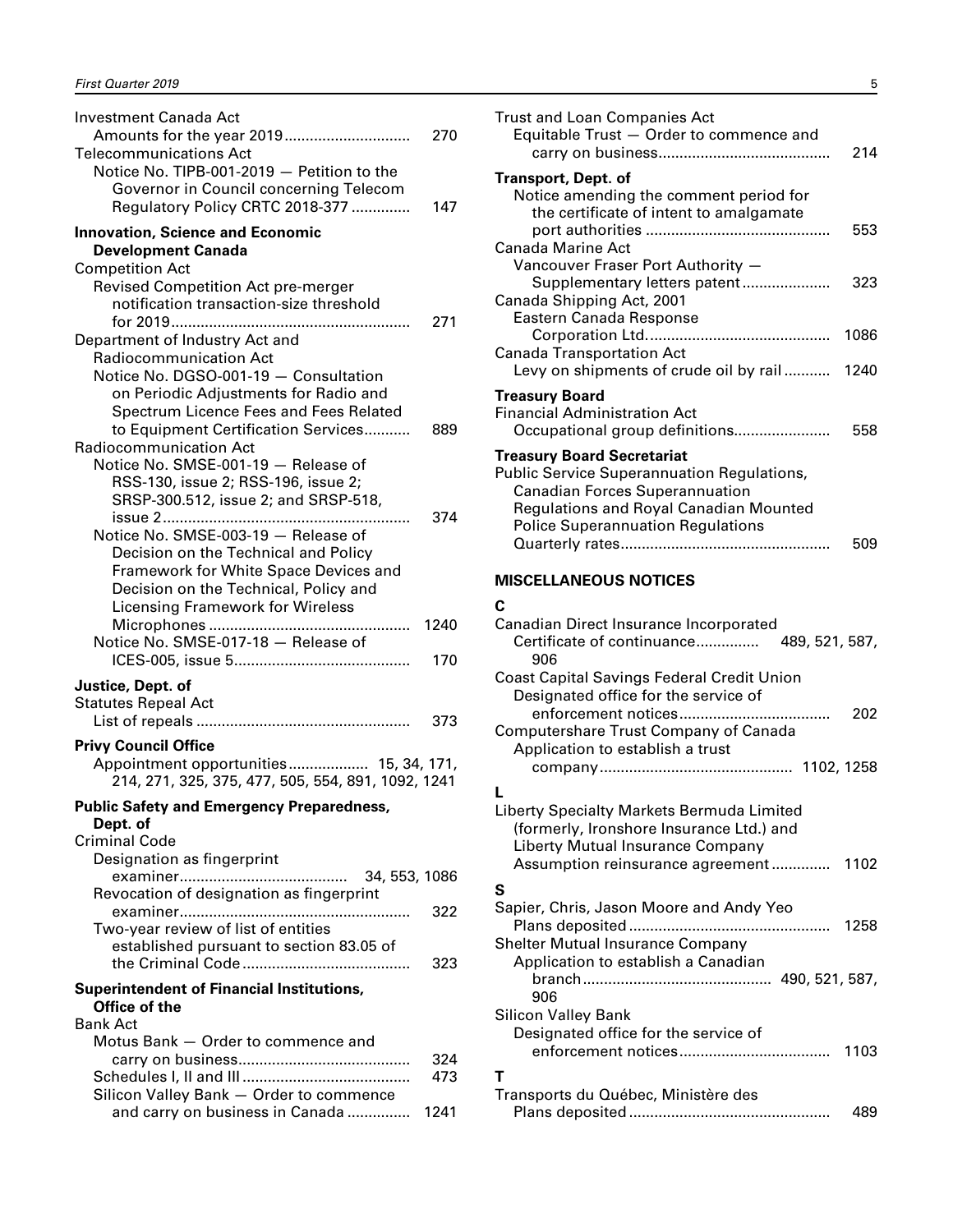Investment Canada Act
Amounts for the year 2019 ............................. 270

Telecommunications Act
Notice No. TIPB-001-2019 — Petition to the Governor in Council concerning Telecom Regulatory Policy CRTC 2018-377 ............. 147

**Innovation, Science and Economic Development Canada**

Competition Act
Revised Competition Act pre-merger notification transaction-size threshold for 2019 ........................................................ 271

Department of Industry Act and Radiocommunication Act
Notice No. DGSO-001-19 — Consultation on Periodic Adjustments for Radio and Spectrum Licence Fees and Fees Related to Equipment Certification Services.......... 889

Radiocommunication Act
Notice No. SMSE-001-19 — Release of RSS-130, issue 2; RSS-196, issue 2; SRSP-300.512, issue 2; and SRSP-518, issue 2 .......................................................... 374
Notice No. SMSE-003-19 — Release of Decision on the Technical and Policy Framework for White Space Devices and Decision on the Technical, Policy and Licensing Framework for Wireless Microphones ............................................... 1240
Notice No. SMSE-017-18 — Release of ICES-005, issue 5.......................................... 170

**Justice, Dept. of**

Statutes Repeal Act
List of repeals .................................................. 373

**Privy Council Office**

Appointment opportunities .................. 15, 34, 171, 214, 271, 325, 375, 477, 505, 554, 891, 1092, 1241

**Public Safety and Emergency Preparedness, Dept. of**

Criminal Code
Designation as fingerprint examiner....................................... 34, 553, 1086
Revocation of designation as fingerprint examiner...................................................... 322
Two-year review of list of entities established pursuant to section 83.05 of the Criminal Code ........................................ 323

**Superintendent of Financial Institutions, Office of the**

Bank Act
Motus Bank — Order to commence and carry on business......................................... 324
Schedules I, II and III ....................................... 473
Silicon Valley Bank — Order to commence and carry on business in Canada .............. 1241

Trust and Loan Companies Act
Equitable Trust — Order to commence and carry on business......................................... 214

**Transport, Dept. of**

Notice amending the comment period for the certificate of intent to amalgamate port authorities ........................................... 553

Canada Marine Act
Vancouver Fraser Port Authority — Supplementary letters patent .................... 323

Canada Shipping Act, 2001
Eastern Canada Response Corporation Ltd. .......................................... 1086

Canada Transportation Act
Levy on shipments of crude oil by rail .......... 1240

**Treasury Board**

Financial Administration Act
Occupational group definitions...................... 558

**Treasury Board Secretariat**

Public Service Superannuation Regulations, Canadian Forces Superannuation Regulations and Royal Canadian Mounted Police Superannuation Regulations
Quarterly rates................................................. 509

**MISCELLANEOUS NOTICES**

**C**

Canadian Direct Insurance Incorporated
Certificate of continuance.............. 489, 521, 587, 906

Coast Capital Savings Federal Credit Union
Designated office for the service of enforcement notices................................... 202

Computershare Trust Company of Canada
Application to establish a trust company............................................. 1102, 1258

**L**

Liberty Specialty Markets Bermuda Limited (formerly, Ironshore Insurance Ltd.) and Liberty Mutual Insurance Company
Assumption reinsurance agreement .............. 1102

**S**

Sapier, Chris, Jason Moore and Andy Yeo
Plans deposited ............................................... 1258

Shelter Mutual Insurance Company
Application to establish a Canadian branch............................................ 490, 521, 587, 906

Silicon Valley Bank
Designated office for the service of enforcement notices................................... 1103

**T**

Transports du Québec, Ministère des
Plans deposited ............................................... 489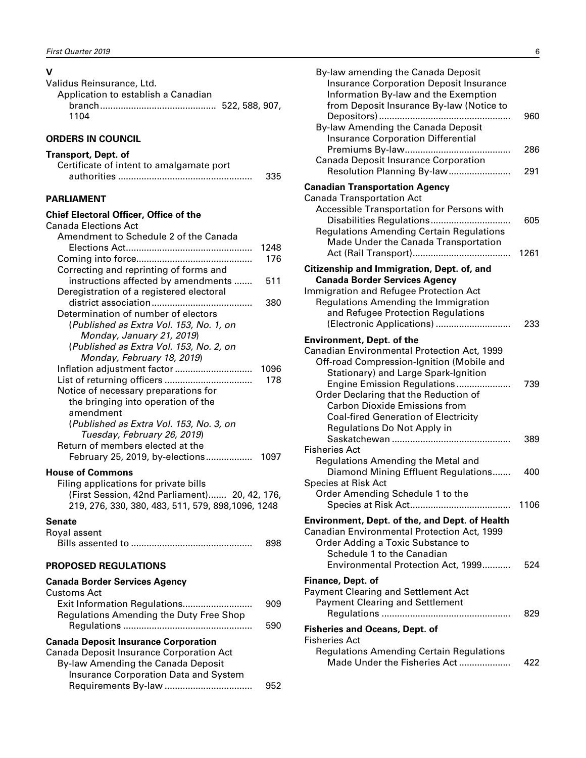## V

Validus Reinsurance, Ltd.
- Application to establish a Canadian branch ............................................ 522, 588, 907, 1104

## ORDERS IN COUNCIL

**Transport, Dept. of**
- Certificate of intent to amalgamate port authorities .................................................... 335

## PARLIAMENT

**Chief Electoral Officer, Office of the**

Canada Elections Act
- Amendment to Schedule 2 of the Canada Elections Act................................................ 1248
- Coming into force............................................ 176
- Correcting and reprinting of forms and instructions affected by amendments ....... 511
- Deregistration of a registered electoral district association....................................... 380
- Determination of number of electors
  - (*Published as Extra Vol. 153, No. 1, on Monday, January 21, 2019*)
  - (*Published as Extra Vol. 153, No. 2, on Monday, February 18, 2019*)
- Inflation adjustment factor ............................. 1096
- List of returning officers ................................. 178
- Notice of necessary preparations for the bringing into operation of the amendment
  - (*Published as Extra Vol. 153, No. 3, on Tuesday, February 26, 2019*)
- Return of members elected at the February 25, 2019, by-elections.................. 1097

**House of Commons**
- Filing applications for private bills (First Session, 42nd Parliament)....... 20, 42, 176, 219, 276, 330, 380, 483, 511, 579, 898,1096, 1248

**Senate**

Royal assent
- Bills assented to .............................................. 898

## PROPOSED REGULATIONS

**Canada Border Services Agency**

Customs Act
- Exit Information Regulations.......................... 909
- Regulations Amending the Duty Free Shop Regulations ................................................. 590

**Canada Deposit Insurance Corporation**

Canada Deposit Insurance Corporation Act
- By-law Amending the Canada Deposit Insurance Corporation Data and System Requirements By-law ................................. 952
- By-law amending the Canada Deposit Insurance Corporation Deposit Insurance Information By-law and the Exemption from Deposit Insurance By-law (Notice to Depositors) .................................................. 960
- By-law Amending the Canada Deposit Insurance Corporation Differential Premiums By-law........................................ 286
- Canada Deposit Insurance Corporation Resolution Planning By-law........................ 291

**Canadian Transportation Agency**

Canada Transportation Act
- Accessible Transportation for Persons with Disabilities Regulations.............................. 605
- Regulations Amending Certain Regulations Made Under the Canada Transportation Act (Rail Transport)...................................... 1261

**Citizenship and Immigration, Dept. of, and Canada Border Services Agency**

Immigration and Refugee Protection Act
- Regulations Amending the Immigration and Refugee Protection Regulations (Electronic Applications) ............................ 233

**Environment, Dept. of the**

Canadian Environmental Protection Act, 1999
- Off-road Compression-Ignition (Mobile and Stationary) and Large Spark-Ignition Engine Emission Regulations..................... 739
- Order Declaring that the Reduction of Carbon Dioxide Emissions from Coal-fired Generation of Electricity Regulations Do Not Apply in Saskatchewan ............................................. 389

Fisheries Act
- Regulations Amending the Metal and Diamond Mining Effluent Regulations....... 400

Species at Risk Act
- Order Amending Schedule 1 to the Species at Risk Act....................................... 1106

**Environment, Dept. of the, and Dept. of Health**

Canadian Environmental Protection Act, 1999
- Order Adding a Toxic Substance to Schedule 1 to the Canadian Environmental Protection Act, 1999........... 524

**Finance, Dept. of**

Payment Clearing and Settlement Act
- Payment Clearing and Settlement Regulations ................................................. 829

**Fisheries and Oceans, Dept. of**

Fisheries Act
- Regulations Amending Certain Regulations Made Under the Fisheries Act .................... 422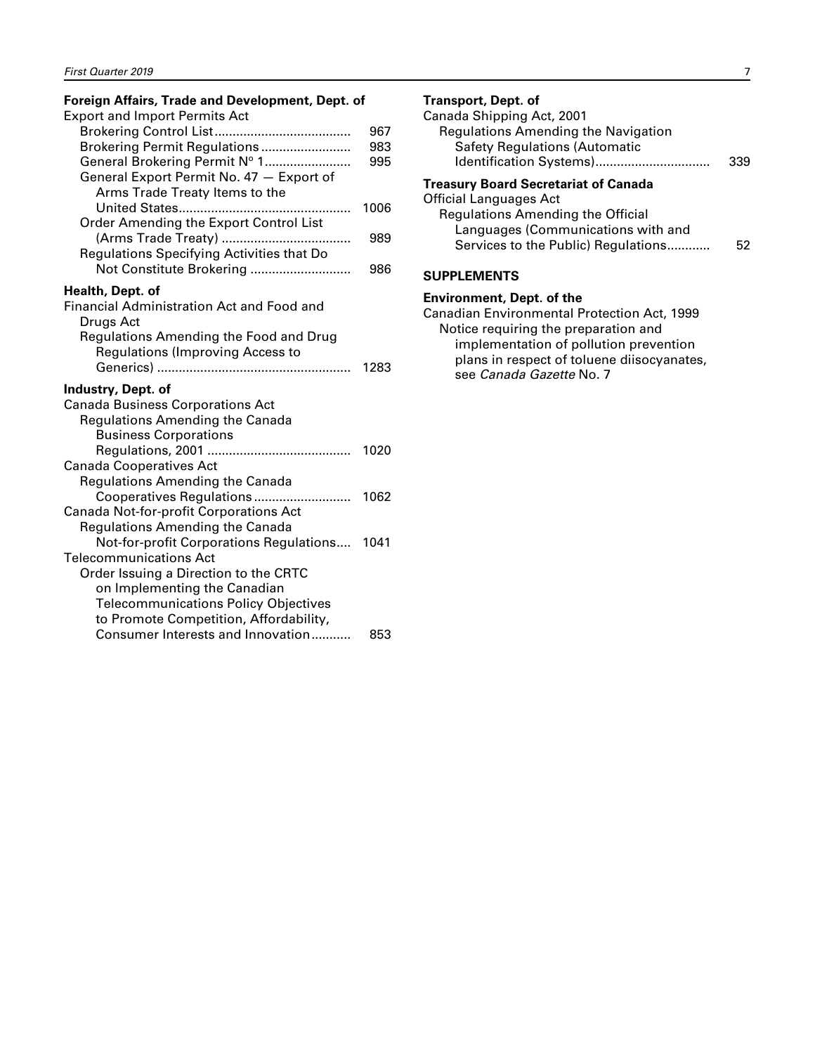**Foreign Affairs, Trade and Development, Dept. of**

Export and Import Permits Act

- Brokering Control List...................................... 967
- Brokering Permit Regulations......................... 983
- General Brokering Permit N° 1......................... 995
- General Export Permit No. 47 — Export of Arms Trade Treaty Items to the United States................................................ 1006
- Order Amending the Export Control List (Arms Trade Treaty) .................................... 989
- Regulations Specifying Activities that Do Not Constitute Brokering ............................ 986

**Health, Dept. of**

Financial Administration Act and Food and Drugs Act

- Regulations Amending the Food and Drug Regulations (Improving Access to Generics) ...................................................... 1283

**Industry, Dept. of**

Canada Business Corporations Act

- Regulations Amending the Canada Business Corporations Regulations, 2001 ........................................ 1020

Canada Cooperatives Act

- Regulations Amending the Canada Cooperatives Regulations........................... 1062

Canada Not-for-profit Corporations Act

- Regulations Amending the Canada Not-for-profit Corporations Regulations.... 1041

Telecommunications Act

- Order Issuing a Direction to the CRTC on Implementing the Canadian Telecommunications Policy Objectives to Promote Competition, Affordability, Consumer Interests and Innovation........... 853

**Transport, Dept. of**

Canada Shipping Act, 2001

- Regulations Amending the Navigation Safety Regulations (Automatic Identification Systems)................................ 339

**Treasury Board Secretariat of Canada**

Official Languages Act

- Regulations Amending the Official Languages (Communications with and Services to the Public) Regulations............ 52

**SUPPLEMENTS**

**Environment, Dept. of the**

Canadian Environmental Protection Act, 1999

- Notice requiring the preparation and implementation of pollution prevention plans in respect of toluene diisocyanates, see *Canada Gazette* No. 7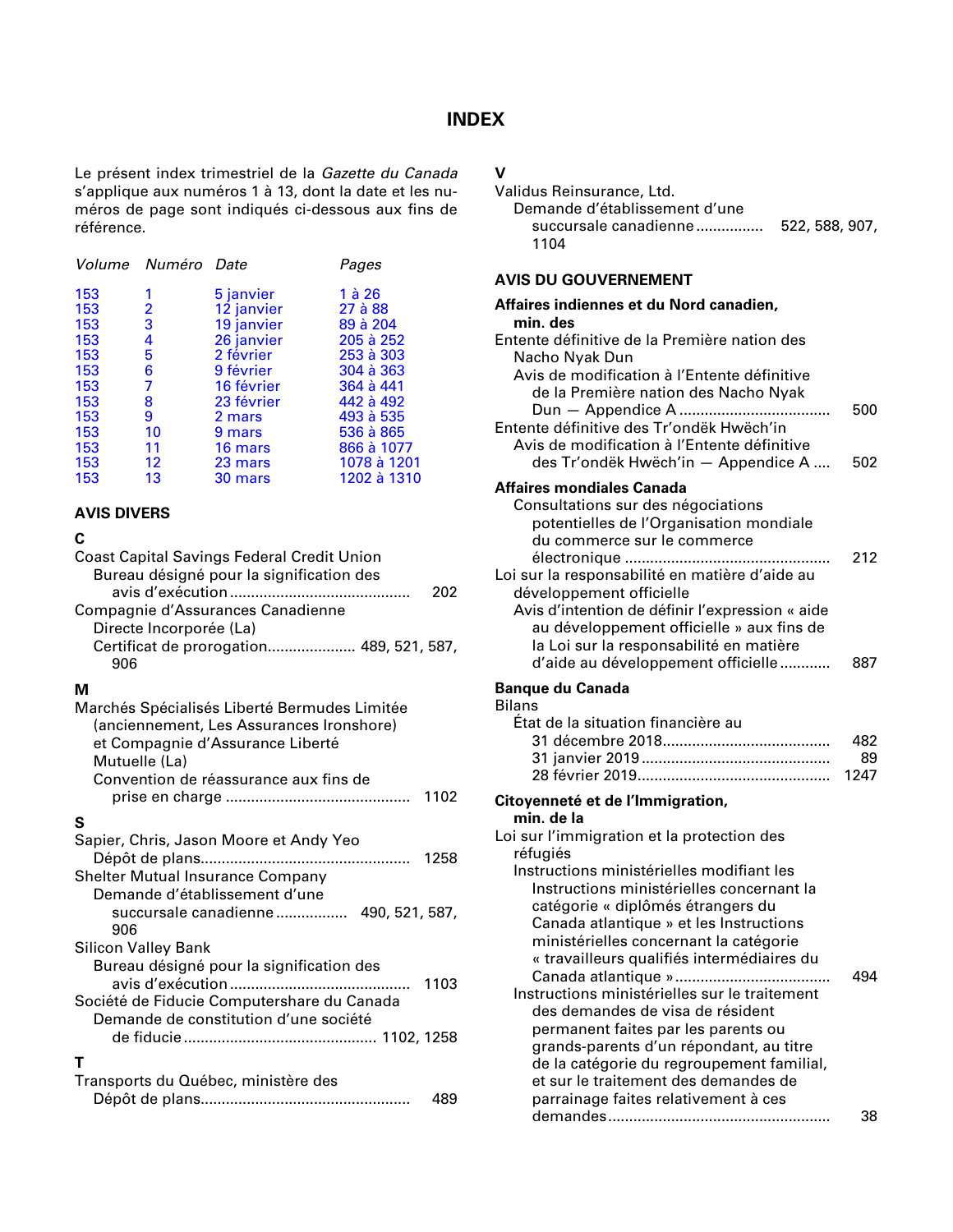# INDEX

Le présent index trimestriel de la *Gazette du Canada* s'applique aux numéros 1 à 13, dont la date et les numéros de page sont indiqués ci-dessous aux fins de référence.

| *Volume* | *Numéro* | *Date* | *Pages* |
|---|---|---|---|
| 153 | 1 | 5 janvier | 1 à 26 |
| 153 | 2 | 12 janvier | 27 à 88 |
| 153 | 3 | 19 janvier | 89 à 204 |
| 153 | 4 | 26 janvier | 205 à 252 |
| 153 | 5 | 2 février | 253 à 303 |
| 153 | 6 | 9 février | 304 à 363 |
| 153 | 7 | 16 février | 364 à 441 |
| 153 | 8 | 23 février | 442 à 492 |
| 153 | 9 | 2 mars | 493 à 535 |
| 153 | 10 | 9 mars | 536 à 865 |
| 153 | 11 | 16 mars | 866 à 1077 |
| 153 | 12 | 23 mars | 1078 à 1201 |
| 153 | 13 | 30 mars | 1202 à 1310 |

## AVIS DIVERS

**C**

Coast Capital Savings Federal Credit Union
- Bureau désigné pour la signification des avis d'exécution .......... 202

Compagnie d'Assurances Canadienne Directe Incorporée (La)
- Certificat de prorogation.......... 489, 521, 587, 906

**M**

Marchés Spécialisés Liberté Bermudes Limitée (anciennement, Les Assurances Ironshore) et Compagnie d'Assurance Liberté Mutuelle (La)
- Convention de réassurance aux fins de prise en charge .......... 1102

**S**

Sapier, Chris, Jason Moore et Andy Yeo
- Dépôt de plans.......... 1258

Shelter Mutual Insurance Company
- Demande d'établissement d'une succursale canadienne .......... 490, 521, 587, 906

Silicon Valley Bank
- Bureau désigné pour la signification des avis d'exécution .......... 1103

Société de Fiducie Computershare du Canada
- Demande de constitution d'une société de fiducie .......... 1102, 1258

**T**

Transports du Québec, ministère des
- Dépôt de plans.......... 489

**V**

Validus Reinsurance, Ltd.
- Demande d'établissement d'une succursale canadienne .......... 522, 588, 907, 1104

## AVIS DU GOUVERNEMENT

**Affaires indiennes et du Nord canadien, min. des**

Entente définitive de la Première nation des Nacho Nyak Dun
- Avis de modification à l'Entente définitive de la Première nation des Nacho Nyak Dun — Appendice A .......... 500

Entente définitive des Tr'ondëk Hwëch'in
- Avis de modification à l'Entente définitive des Tr'ondëk Hwëch'in — Appendice A .......... 502

**Affaires mondiales Canada**
- Consultations sur des négociations potentielles de l'Organisation mondiale du commerce sur le commerce électronique .......... 212

Loi sur la responsabilité en matière d'aide au développement officielle
- Avis d'intention de définir l'expression « aide au développement officielle » aux fins de la Loi sur la responsabilité en matière d'aide au développement officielle .......... 887

**Banque du Canada**

Bilans
- État de la situation financière au
  - 31 décembre 2018.......... 482
  - 31 janvier 2019 .......... 89
  - 28 février 2019.......... 1247

**Citoyenneté et de l'Immigration, min. de la**

Loi sur l'immigration et la protection des réfugiés
- Instructions ministérielles modifiant les Instructions ministérielles concernant la catégorie « diplômés étrangers du Canada atlantique » et les Instructions ministérielles concernant la catégorie « travailleurs qualifiés intermédiaires du Canada atlantique » .......... 494
- Instructions ministérielles sur le traitement des demandes de visa de résident permanent faites par les parents ou grands-parents d'un répondant, au titre de la catégorie du regroupement familial, et sur le traitement des demandes de parrainage faites relativement à ces demandes .......... 38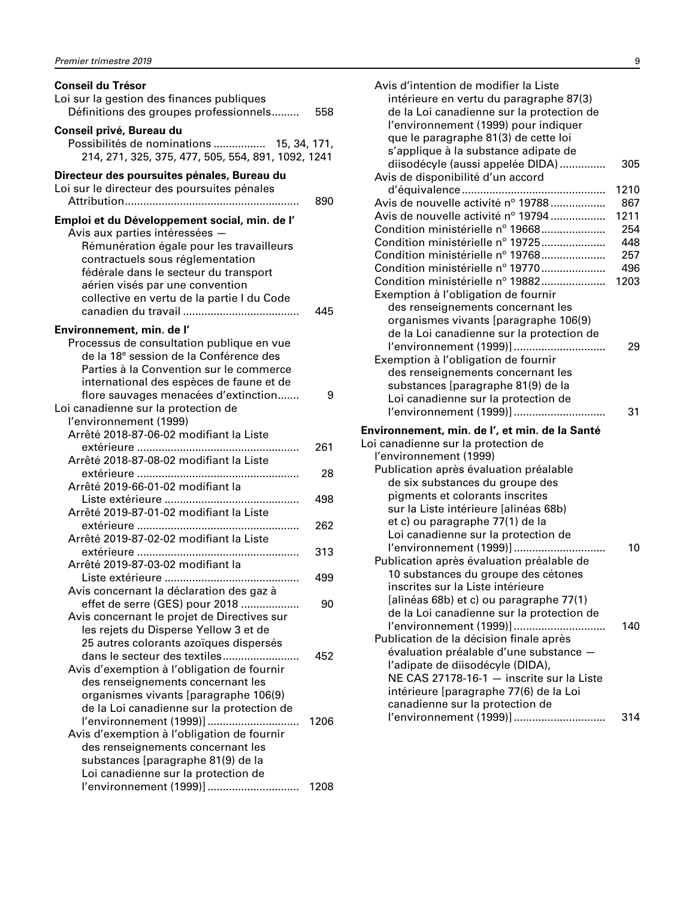**Conseil du Trésor**

Loi sur la gestion des finances publiques

Définitions des groupes professionnels......... 558

**Conseil privé, Bureau du**

Possibilités de nominations ................. 15, 34, 171, 214, 271, 325, 375, 477, 505, 554, 891, 1092, 1241

**Directeur des poursuites pénales, Bureau du**

Loi sur le directeur des poursuites pénales

Attribution........................................................ 890

**Emploi et du Développement social, min. de l'**

Avis aux parties intéressées — Rémunération égale pour les travailleurs contractuels sous réglementation fédérale dans le secteur du transport aérien visés par une convention collective en vertu de la partie I du Code canadien du travail ...................................... 445

**Environnement, min. de l'**

Processus de consultation publique en vue de la 18e session de la Conférence des Parties à la Convention sur le commerce international des espèces de faune et de flore sauvages menacées d'extinction....... 9

Loi canadienne sur la protection de l'environnement (1999)

Arrêté 2018-87-06-02 modifiant la Liste extérieure .................................................... 261

Arrêté 2018-87-08-02 modifiant la Liste extérieure .................................................... 28

Arrêté 2019-66-01-02 modifiant la Liste extérieure ........................................... 498

Arrêté 2019-87-01-02 modifiant la Liste extérieure .................................................... 262

Arrêté 2019-87-02-02 modifiant la Liste extérieure .................................................... 313

Arrêté 2019-87-03-02 modifiant la Liste extérieure ........................................... 499

Avis concernant la déclaration des gaz à effet de serre (GES) pour 2018 .................. 90

Avis concernant le projet de Directives sur les rejets du Disperse Yellow 3 et de 25 autres colorants azoïques dispersés dans le secteur des textiles........................ 452

Avis d'exemption à l'obligation de fournir des renseignements concernant les organismes vivants [paragraphe 106(9) de la Loi canadienne sur la protection de l'environnement (1999)] ............................ 1206

Avis d'exemption à l'obligation de fournir des renseignements concernant les substances [paragraphe 81(9) de la Loi canadienne sur la protection de l'environnement (1999)] ............................ 1208

Avis d'intention de modifier la Liste intérieure en vertu du paragraphe 87(3) de la Loi canadienne sur la protection de l'environnement (1999) pour indiquer que le paragraphe 81(3) de cette loi s'applique à la substance adipate de diisodécyle (aussi appelée DIDA) ............... 305

Avis de disponibilité d'un accord d'équivalence .............................................. 1210

Avis de nouvelle activité no 19788.................. 867

Avis de nouvelle activité no 19794.................. 1211

Condition ministérielle no 19668..................... 254

Condition ministérielle no 19725..................... 448

Condition ministérielle no 19768..................... 257

Condition ministérielle no 19770..................... 496

Condition ministérielle no 19882..................... 1203

Exemption à l'obligation de fournir des renseignements concernant les organismes vivants [paragraphe 106(9) de la Loi canadienne sur la protection de l'environnement (1999)] ............................ 29

Exemption à l'obligation de fournir des renseignements concernant les substances [paragraphe 81(9) de la Loi canadienne sur la protection de l'environnement (1999)] ............................ 31

**Environnement, min. de l', et min. de la Santé**

Loi canadienne sur la protection de l'environnement (1999)

Publication après évaluation préalable de six substances du groupe des pigments et colorants inscrites sur la Liste intérieure [alinéas 68b) et c) ou paragraphe 77(1) de la Loi canadienne sur la protection de l'environnement (1999)] ............................ 10

Publication après évaluation préalable de 10 substances du groupe des cétones inscrites sur la Liste intérieure [alinéas 68b) et c) ou paragraphe 77(1) de la Loi canadienne sur la protection de l'environnement (1999)] ............................ 140

Publication de la décision finale après évaluation préalable d'une substance — l'adipate de diisodécyle (DIDA), NE CAS 27178-16-1 — inscrite sur la Liste intérieure [paragraphe 77(6) de la Loi canadienne sur la protection de l'environnement (1999)] ............................ 314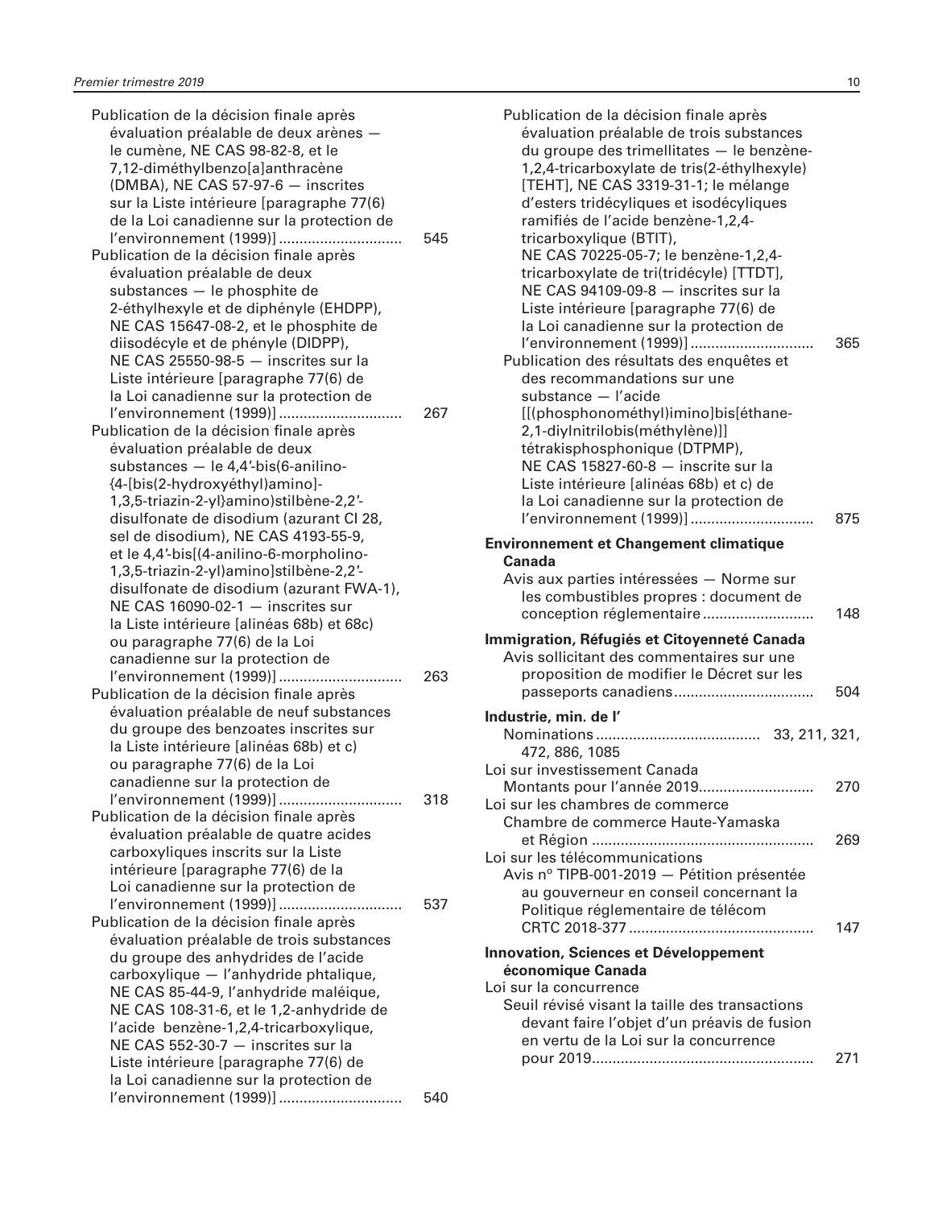Publication de la décision finale après évaluation préalable de deux arènes — le cumène, NE CAS 98-82-8, et le 7,12-diméthylbenzo[a]anthracène (DMBA), NE CAS 57-97-6 — inscrites sur la Liste intérieure [paragraphe 77(6) de la Loi canadienne sur la protection de l'environnement (1999)] ............................. 545

Publication de la décision finale après évaluation préalable de deux substances — le phosphite de 2-éthylhexyle et de diphényle (EHDPP), NE CAS 15647-08-2, et le phosphite de diisodécyle et de phényle (DIDPP), NE CAS 25550-98-5 — inscrites sur la Liste intérieure [paragraphe 77(6) de la Loi canadienne sur la protection de l'environnement (1999)] ............................. 267

Publication de la décision finale après évaluation préalable de deux substances — le 4,4′-bis(6-anilino-{4-[bis(2-hydroxyéthyl)amino]-1,3,5-triazin-2-yl}amino)stilbène-2,2′-disulfonate de disodium (azurant CI 28, sel de disodium), NE CAS 4193-55-9, et le 4,4′-bis[(4-anilino-6-morpholino-1,3,5-triazin-2-yl)amino]stilbène-2,2′-disulfonate de disodium (azurant FWA-1), NE CAS 16090-02-1 — inscrites sur la Liste intérieure [alinéas 68b) et 68c) ou paragraphe 77(6) de la Loi canadienne sur la protection de l'environnement (1999)] ............................. 263

Publication de la décision finale après évaluation préalable de neuf substances du groupe des benzoates inscrites sur la Liste intérieure [alinéas 68b) et c) ou paragraphe 77(6) de la Loi canadienne sur la protection de l'environnement (1999)] ............................. 318

Publication de la décision finale après évaluation préalable de quatre acides carboxyliques inscrits sur la Liste intérieure [paragraphe 77(6) de la Loi canadienne sur la protection de l'environnement (1999)] ............................. 537

Publication de la décision finale après évaluation préalable de trois substances du groupe des anhydrides de l'acide carboxylique — l'anhydride phtalique, NE CAS 85-44-9, l'anhydride maléique, NE CAS 108-31-6, et le 1,2-anhydride de l'acide benzène-1,2,4-tricarboxylique, NE CAS 552-30-7 — inscrites sur la Liste intérieure [paragraphe 77(6) de la Loi canadienne sur la protection de l'environnement (1999)] ............................. 540

Publication de la décision finale après évaluation préalable de trois substances du groupe des trimellitates — le benzène-1,2,4-tricarboxylate de tris(2-éthylhexyle) [TEHT], NE CAS 3319-31-1; le mélange d'esters tridécyliques et isodécyliques ramifiés de l'acide benzène-1,2,4-tricarboxylique (BTIT), NE CAS 70225-05-7; le benzène-1,2,4-tricarboxylate de tri(tridécyle) [TTDT], NE CAS 94109-09-8 — inscrites sur la Liste intérieure [paragraphe 77(6) de la Loi canadienne sur la protection de l'environnement (1999)] ............................. 365

Publication des résultats des enquêtes et des recommandations sur une substance — l'acide [[(phosphonométhyl)imino]bis[éthane-2,1-diylnitrilobis(méthylène)]] tétrakisphosphonique (DTPMP), NE CAS 15827-60-8 — inscrite sur la Liste intérieure [alinéas 68b) et c) de la Loi canadienne sur la protection de l'environnement (1999)] ............................. 875

**Environnement et Changement climatique Canada**

Avis aux parties intéressées — Norme sur les combustibles propres : document de conception réglementaire .......................... 148

**Immigration, Réfugiés et Citoyenneté Canada**

Avis sollicitant des commentaires sur une proposition de modifier le Décret sur les passeports canadiens ................................. 504

**Industrie, min. de l'**

Nominations ....................................... 33, 211, 321, 472, 886, 1085

Loi sur investissement Canada
Montants pour l'année 2019........................... 270

Loi sur les chambres de commerce
Chambre de commerce Haute-Yamaska et Région ..................................................... 269

Loi sur les télécommunications
Avis nº TIPB-001-2019 — Pétition présentée au gouverneur en conseil concernant la Politique réglementaire de télécom CRTC 2018-377 ............................................ 147

**Innovation, Sciences et Développement économique Canada**

Loi sur la concurrence
Seuil révisé visant la taille des transactions devant faire l'objet d'un préavis de fusion en vertu de la Loi sur la concurrence pour 2019..................................................... 271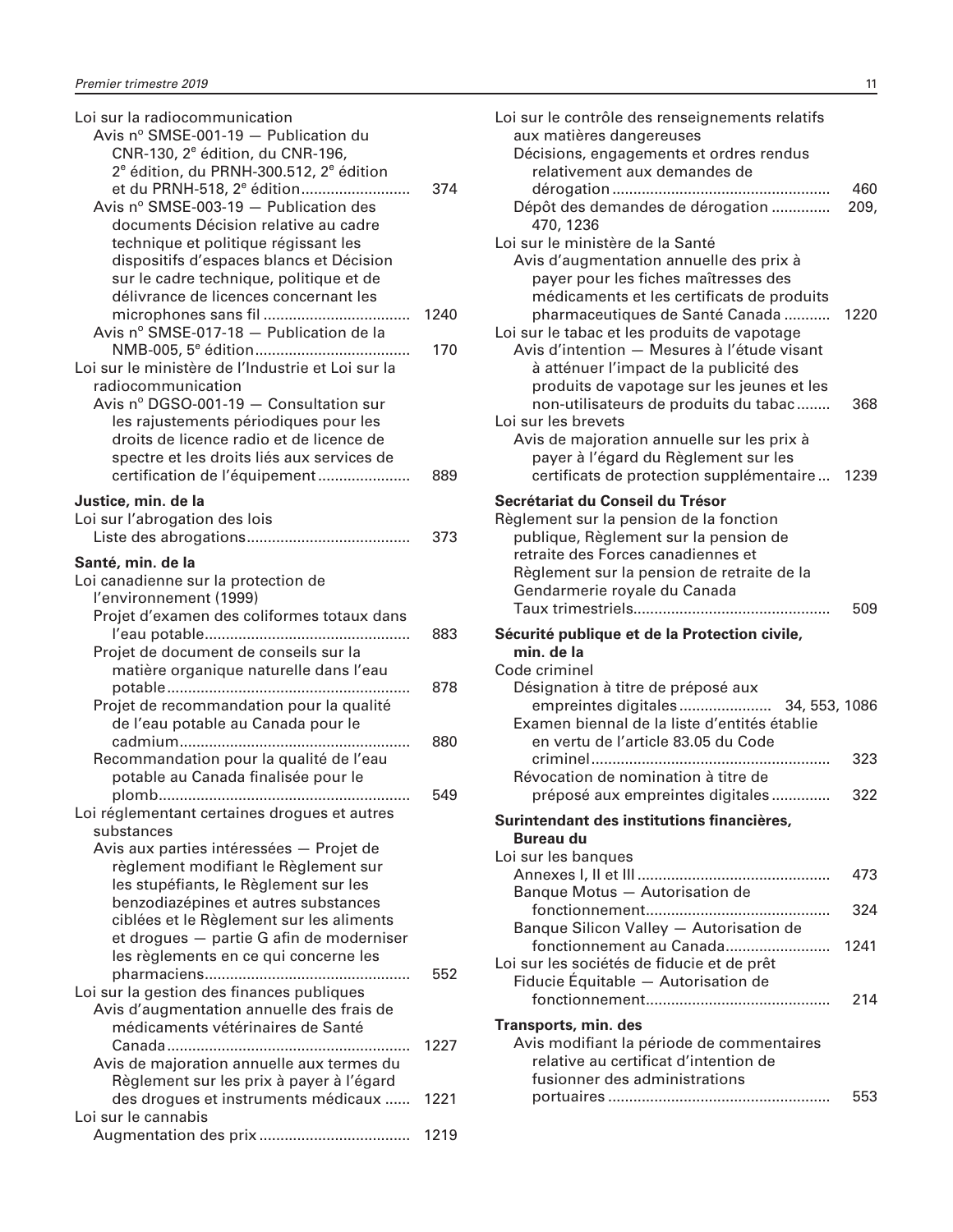Loi sur la radiocommunication

- Avis n° SMSE-001-19 — Publication du CNR-130, 2e édition, du CNR-196, 2e édition, du PRNH-300.512, 2e édition et du PRNH-518, 2e édition .......................... 374
- Avis n° SMSE-003-19 — Publication des documents Décision relative au cadre technique et politique régissant les dispositifs d'espaces blancs et Décision sur le cadre technique, politique et de délivrance de licences concernant les microphones sans fil .................................. 1240
- Avis n° SMSE-017-18 — Publication de la NMB-005, 5e édition..................................... 170

Loi sur le ministère de l'Industrie et Loi sur la radiocommunication

- Avis n° DGSO-001-19 — Consultation sur les rajustements périodiques pour les droits de licence radio et de licence de spectre et les droits liés aux services de certification de l'équipement ..................... 889

**Justice, min. de la**

Loi sur l'abrogation des lois

- Liste des abrogations....................................... 373

**Santé, min. de la**

Loi canadienne sur la protection de l'environnement (1999)

- Projet d'examen des coliformes totaux dans l'eau potable................................................ 883
- Projet de document de conseils sur la matière organique naturelle dans l'eau potable.......................................................... 878
- Projet de recommandation pour la qualité de l'eau potable au Canada pour le cadmium....................................................... 880
- Recommandation pour la qualité de l'eau potable au Canada finalisée pour le plomb........................................................... 549

Loi réglementant certaines drogues et autres substances

- Avis aux parties intéressées — Projet de règlement modifiant le Règlement sur les stupéfiants, le Règlement sur les benzodiazépines et autres substances ciblées et le Règlement sur les aliments et drogues — partie G afin de moderniser les règlements en ce qui concerne les pharmaciens................................................. 552

Loi sur la gestion des finances publiques

- Avis d'augmentation annuelle des frais de médicaments vétérinaires de Santé Canada.......................................................... 1227
- Avis de majoration annuelle aux termes du Règlement sur les prix à payer à l'égard des drogues et instruments médicaux ...... 1221

Loi sur le cannabis

- Augmentation des prix .................................... 1219

Loi sur le contrôle des renseignements relatifs aux matières dangereuses

- Décisions, engagements et ordres rendus relativement aux demandes de dérogation .................................................... 460
- Dépôt des demandes de dérogation ............. 209, 470, 1236

Loi sur le ministère de la Santé

- Avis d'augmentation annuelle des prix à payer pour les fiches maîtresses des médicaments et les certificats de produits pharmaceutiques de Santé Canada ........... 1220

Loi sur le tabac et les produits de vapotage

- Avis d'intention — Mesures à l'étude visant à atténuer l'impact de la publicité des produits de vapotage sur les jeunes et les non-utilisateurs de produits du tabac........ 368

Loi sur les brevets

- Avis de majoration annuelle sur les prix à payer à l'égard du Règlement sur les certificats de protection supplémentaire... 1239

**Secrétariat du Conseil du Trésor**

Règlement sur la pension de la fonction publique, Règlement sur la pension de retraite des Forces canadiennes et Règlement sur la pension de retraite de la Gendarmerie royale du Canada

- Taux trimestriels.............................................. 509

**Sécurité publique et de la Protection civile, min. de la**

Code criminel

- Désignation à titre de préposé aux empreintes digitales ...................... 34, 553, 1086
- Examen biennal de la liste d'entités établie en vertu de l'article 83.05 du Code criminel........................................................ 323
- Révocation de nomination à titre de préposé aux empreintes digitales .............. 322

**Surintendant des institutions financières, Bureau du**

Loi sur les banques

- Annexes I, II et III ............................................. 473
- Banque Motus — Autorisation de fonctionnement........................................... 324
- Banque Silicon Valley — Autorisation de fonctionnement au Canada......................... 1241

Loi sur les sociétés de fiducie et de prêt

- Fiducie Équitable — Autorisation de fonctionnement........................................... 214

**Transports, min. des**

- Avis modifiant la période de commentaires relative au certificat d'intention de fusionner des administrations portuaires .................................................... 553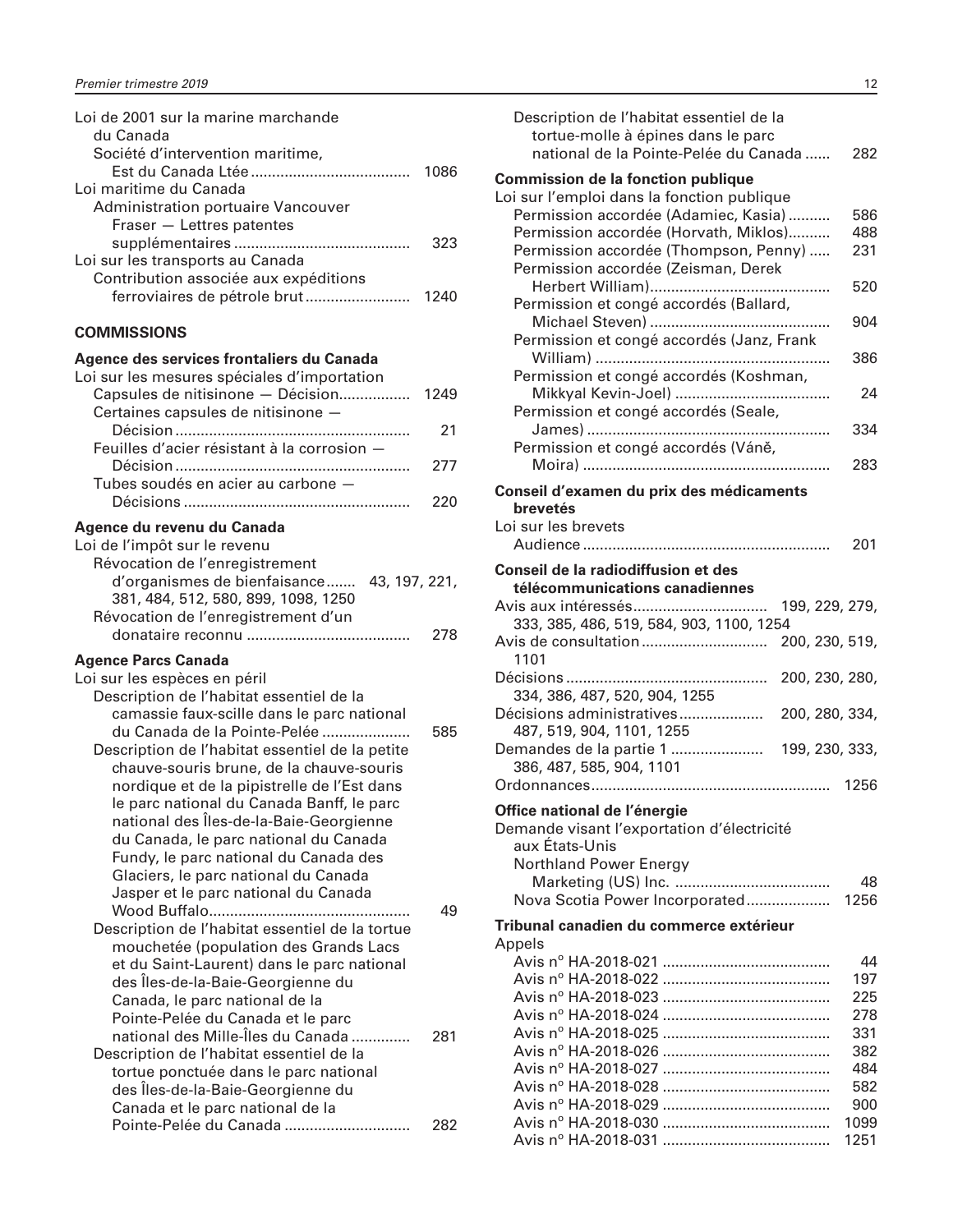Loi de 2001 sur la marine marchande du Canada
- Société d'intervention maritime, Est du Canada Ltée ..................................... 1086

Loi maritime du Canada
- Administration portuaire Vancouver Fraser — Lettres patentes supplémentaires ......................................... 323

Loi sur les transports au Canada
- Contribution associée aux expéditions ferroviaires de pétrole brut ........................ 1240

## COMMISSIONS

### Agence des services frontaliers du Canada

Loi sur les mesures spéciales d'importation
- Capsules de nitisinone — Décision................ 1249
- Certaines capsules de nitisinone — Décision ....................................................... 21
- Feuilles d'acier résistant à la corrosion — Décision ....................................................... 277
- Tubes soudés en acier au carbone — Décisions ..................................................... 220

### Agence du revenu du Canada

Loi de l'impôt sur le revenu
- Révocation de l'enregistrement d'organismes de bienfaisance....... 43, 197, 221, 381, 484, 512, 580, 899, 1098, 1250
- Révocation de l'enregistrement d'un donataire reconnu ...................................... 278

### Agence Parcs Canada

Loi sur les espèces en péril
- Description de l'habitat essentiel de la camassie faux-scille dans le parc national du Canada de la Pointe-Pelée .................... 585
- Description de l'habitat essentiel de la petite chauve-souris brune, de la chauve-souris nordique et de la pipistrelle de l'Est dans le parc national du Canada Banff, le parc national des Îles-de-la-Baie-Georgienne du Canada, le parc national du Canada Fundy, le parc national du Canada des Glaciers, le parc national du Canada Jasper et le parc national du Canada Wood Buffalo............................................... 49
- Description de l'habitat essentiel de la tortue mouchetée (population des Grands Lacs et du Saint-Laurent) dans le parc national des Îles-de-la-Baie-Georgienne du Canada, le parc national de la Pointe-Pelée du Canada et le parc national des Mille-Îles du Canada ............. 281
- Description de l'habitat essentiel de la tortue ponctuée dans le parc national des Îles-de-la-Baie-Georgienne du Canada et le parc national de la Pointe-Pelée du Canada ............................. 282
- Description de l'habitat essentiel de la tortue-molle à épines dans le parc national de la Pointe-Pelée du Canada ...... 282

### Commission de la fonction publique

Loi sur l'emploi dans la fonction publique
- Permission accordée (Adamiec, Kasia) .......... 586
- Permission accordée (Horvath, Miklos).......... 488
- Permission accordée (Thompson, Penny) ..... 231
- Permission accordée (Zeisman, Derek Herbert William).......................................... 520
- Permission et congé accordés (Ballard, Michael Steven) .......................................... 904
- Permission et congé accordés (Janz, Frank William) ....................................................... 386
- Permission et congé accordés (Koshman, Mikkyal Kevin-Joel) .................................... 24
- Permission et congé accordés (Seale, James) ......................................................... 334
- Permission et congé accordés (Váně, Moira) .......................................................... 283

### Conseil d'examen du prix des médicaments brevetés

Loi sur les brevets
- Audience .......................................................... 201

### Conseil de la radiodiffusion et des télécommunications canadiennes

- Avis aux intéressés................................ 199, 229, 279, 333, 385, 486, 519, 584, 903, 1100, 1254
- Avis de consultation ............................. 200, 230, 519, 1101
- Décisions ............................................... 200, 230, 280, 334, 386, 487, 520, 904, 1255
- Décisions administratives.................... 200, 280, 334, 487, 519, 904, 1101, 1255
- Demandes de la partie 1 ...................... 199, 230, 333, 386, 487, 585, 904, 1101
- Ordonnances........................................................ 1256

### Office national de l'énergie

Demande visant l'exportation d'électricité aux États-Unis
- Northland Power Energy Marketing (US) Inc. .................................... 48
- Nova Scotia Power Incorporated................... 1256

### Tribunal canadien du commerce extérieur

Appels
- Avis nº HA-2018-021 ....................................... 44
- Avis nº HA-2018-022 ....................................... 197
- Avis nº HA-2018-023 ....................................... 225
- Avis nº HA-2018-024 ....................................... 278
- Avis nº HA-2018-025 ....................................... 331
- Avis nº HA-2018-026 ....................................... 382
- Avis nº HA-2018-027 ....................................... 484
- Avis nº HA-2018-028 ....................................... 582
- Avis nº HA-2018-029 ....................................... 900
- Avis nº HA-2018-030 ....................................... 1099
- Avis nº HA-2018-031 ....................................... 1251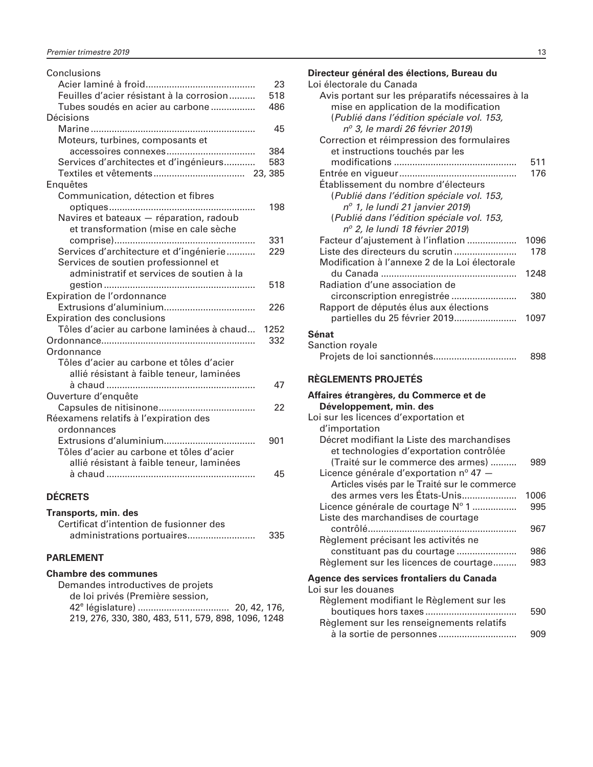Conclusions
- Acier laminé à froid.......................................... 23
- Feuilles d'acier résistant à la corrosion.......... 518
- Tubes soudés en acier au carbone................. 486

Décisions
- Marine............................................................... 45
- Moteurs, turbines, composants et accessoires connexes.................................. 384
- Services d'architectes et d'ingénieurs............ 583
- Textiles et vêtements.................................. 23, 385

Enquêtes
- Communication, détection et fibres optiques........................................................ 198
- Navires et bateaux — réparation, radoub et transformation (mise en cale sèche comprise)...................................................... 331
- Services d'architecture et d'ingénierie........... 229
- Services de soutien professionnel et administratif et services de soutien à la gestion.......................................................... 518

Expiration de l'ordonnance
- Extrusions d'aluminium................................... 226

Expiration des conclusions
- Tôles d'acier au carbone laminées à chaud... 1252

Ordonnance........................................................... 332

Ordonnance
- Tôles d'acier au carbone et tôles d'acier allié résistant à faible teneur, laminées à chaud......................................................... 47

Ouverture d'enquête
- Capsules de nitisinone..................................... 22

Réexamens relatifs à l'expiration des ordonnances
- Extrusions d'aluminium................................... 901
- Tôles d'acier au carbone et tôles d'acier allié résistant à faible teneur, laminées à chaud......................................................... 45

## DÉCRETS

**Transports, min. des**
- Certificat d'intention de fusionner des administrations portuaires.......................... 335

## PARLEMENT

**Chambre des communes**
- Demandes introductives de projets de loi privés (Première session, 42e législature)................................... 20, 42, 176, 219, 276, 330, 380, 483, 511, 579, 898, 1096, 1248

**Directeur général des élections, Bureau du**

Loi électorale du Canada
- Avis portant sur les préparatifs nécessaires à la mise en application de la modification (*Publié dans l'édition spéciale vol. 153, no 3, le mardi 26 février 2019*)
- Correction et réimpression des formulaires et instructions touchés par les modifications.............................................. 511
- Entrée en vigueur............................................ 176
- Établissement du nombre d'électeurs (*Publié dans l'édition spéciale vol. 153, no 1, le lundi 21 janvier 2019*) (*Publié dans l'édition spéciale vol. 153, no 2, le lundi 18 février 2019*)
- Facteur d'ajustement à l'inflation.................. 1096
- Liste des directeurs du scrutin........................ 178
- Modification à l'annexe 2 de la Loi électorale du Canada................................................... 1248
- Radiation d'une association de circonscription enregistrée......................... 380
- Rapport de députés élus aux élections partielles du 25 février 2019........................ 1097

**Sénat**

Sanction royale
- Projets de loi sanctionnés................................ 898

## RÈGLEMENTS PROJETÉS

**Affaires étrangères, du Commerce et de Développement, min. des**

Loi sur les licences d'exportation et d'importation
- Décret modifiant la Liste des marchandises et technologies d'exportation contrôlée (Traité sur le commerce des armes).......... 989
- Licence générale d'exportation no 47 — Articles visés par le Traité sur le commerce des armes vers les États-Unis..................... 1006
- Licence générale de courtage No 1................. 995
- Liste des marchandises de courtage contrôlé........................................................ 967
- Règlement précisant les activités ne constituant pas du courtage....................... 986
- Règlement sur les licences de courtage......... 983

**Agence des services frontaliers du Canada**

Loi sur les douanes
- Règlement modifiant le Règlement sur les boutiques hors taxes.................................. 590
- Règlement sur les renseignements relatifs à la sortie de personnes............................. 909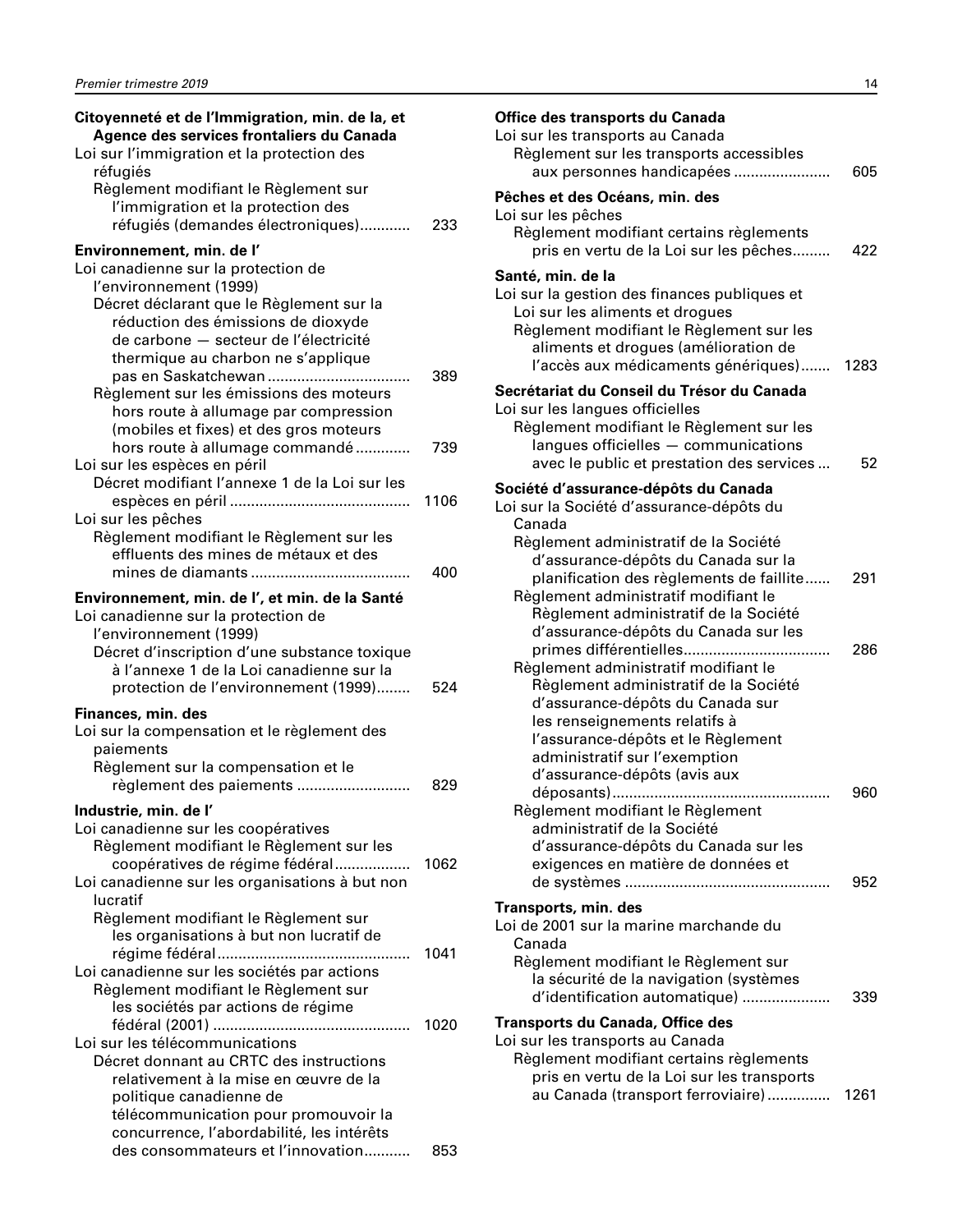**Citoyenneté et de l'Immigration, min. de la, et Agence des services frontaliers du Canada**

Loi sur l'immigration et la protection des réfugiés

Règlement modifiant le Règlement sur l'immigration et la protection des réfugiés (demandes électroniques)............ 233

**Environnement, min. de l'**

Loi canadienne sur la protection de l'environnement (1999)

Décret déclarant que le Règlement sur la réduction des émissions de dioxyde de carbone — secteur de l'électricité thermique au charbon ne s'applique pas en Saskatchewan .................................. 389

Règlement sur les émissions des moteurs hors route à allumage par compression (mobiles et fixes) et des gros moteurs hors route à allumage commandé............. 739

Loi sur les espèces en péril

Décret modifiant l'annexe 1 de la Loi sur les espèces en péril ........................................... 1106

Loi sur les pêches

Règlement modifiant le Règlement sur les effluents des mines de métaux et des mines de diamants ...................................... 400

**Environnement, min. de l', et min. de la Santé**

Loi canadienne sur la protection de l'environnement (1999)

Décret d'inscription d'une substance toxique à l'annexe 1 de la Loi canadienne sur la protection de l'environnement (1999)........ 524

**Finances, min. des**

Loi sur la compensation et le règlement des paiements

Règlement sur la compensation et le règlement des paiements ........................... 829

**Industrie, min. de l'**

Loi canadienne sur les coopératives

Règlement modifiant le Règlement sur les coopératives de régime fédéral.................. 1062

Loi canadienne sur les organisations à but non lucratif

Règlement modifiant le Règlement sur les organisations à but non lucratif de régime fédéral.............................................. 1041

Loi canadienne sur les sociétés par actions

Règlement modifiant le Règlement sur les sociétés par actions de régime fédéral (2001) ............................................... 1020

Loi sur les télécommunications

Décret donnant au CRTC des instructions relativement à la mise en œuvre de la politique canadienne de télécommunication pour promouvoir la concurrence, l'abordabilité, les intérêts des consommateurs et l'innovation........... 853

**Office des transports du Canada**

Loi sur les transports au Canada

Règlement sur les transports accessibles aux personnes handicapées ....................... 605

**Pêches et des Océans, min. des**

Loi sur les pêches

Règlement modifiant certains règlements pris en vertu de la Loi sur les pêches......... 422

**Santé, min. de la**

Loi sur la gestion des finances publiques et Loi sur les aliments et drogues

Règlement modifiant le Règlement sur les aliments et drogues (amélioration de l'accès aux médicaments génériques)....... 1283

**Secrétariat du Conseil du Trésor du Canada**

Loi sur les langues officielles

Règlement modifiant le Règlement sur les langues officielles — communications avec le public et prestation des services ... 52

**Société d'assurance-dépôts du Canada**

Loi sur la Société d'assurance-dépôts du Canada

Règlement administratif de la Société d'assurance-dépôts du Canada sur la planification des règlements de faillite...... 291

Règlement administratif modifiant le Règlement administratif de la Société d'assurance-dépôts du Canada sur les primes différentielles................................... 286

Règlement administratif modifiant le Règlement administratif de la Société d'assurance-dépôts du Canada sur les renseignements relatifs à l'assurance-dépôts et le Règlement administratif sur l'exemption d'assurance-dépôts (avis aux déposants)................................................... 960

Règlement modifiant le Règlement administratif de la Société d'assurance-dépôts du Canada sur les exigences en matière de données et de systèmes ................................................ 952

**Transports, min. des**

Loi de 2001 sur la marine marchande du Canada

Règlement modifiant le Règlement sur la sécurité de la navigation (systèmes d'identification automatique) ..................... 339

**Transports du Canada, Office des**

Loi sur les transports au Canada

Règlement modifiant certains règlements pris en vertu de la Loi sur les transports au Canada (transport ferroviaire)............... 1261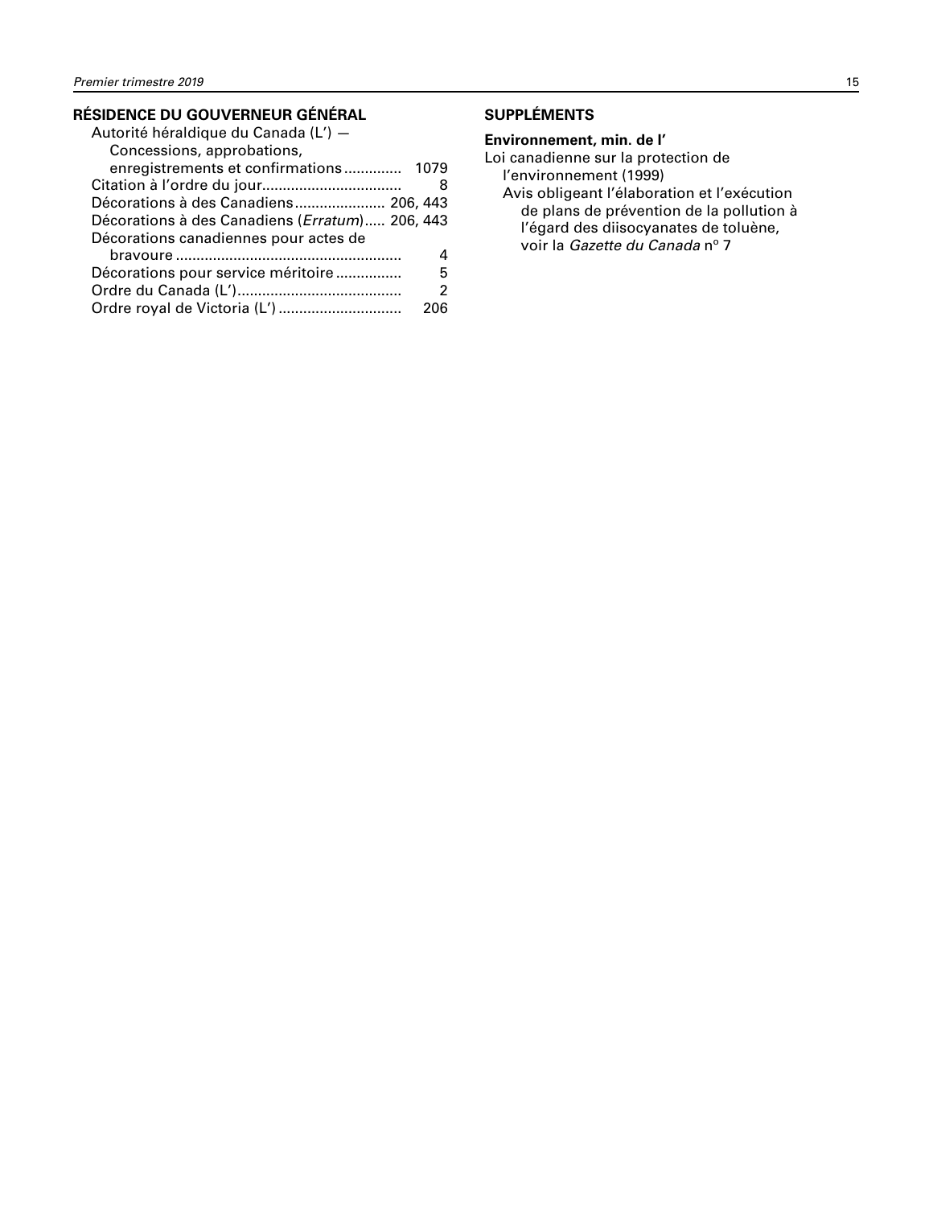## RÉSIDENCE DU GOUVERNEUR GÉNÉRAL

Autorité héraldique du Canada (L') — Concessions, approbations, enregistrements et confirmations .............. 1079
Citation à l'ordre du jour.................................. 8
Décorations à des Canadiens...................... 206, 443
Décorations à des Canadiens (*Erratum*)..... 206, 443
Décorations canadiennes pour actes de bravoure ...................................................... 4
Décorations pour service méritoire ................ 5
Ordre du Canada (L')........................................ 2
Ordre royal de Victoria (L') .............................. 206

## SUPPLÉMENTS

**Environnement, min. de l'**

Loi canadienne sur la protection de l'environnement (1999)
Avis obligeant l'élaboration et l'exécution de plans de prévention de la pollution à l'égard des diisocyanates de toluène, voir la *Gazette du Canada* n° 7